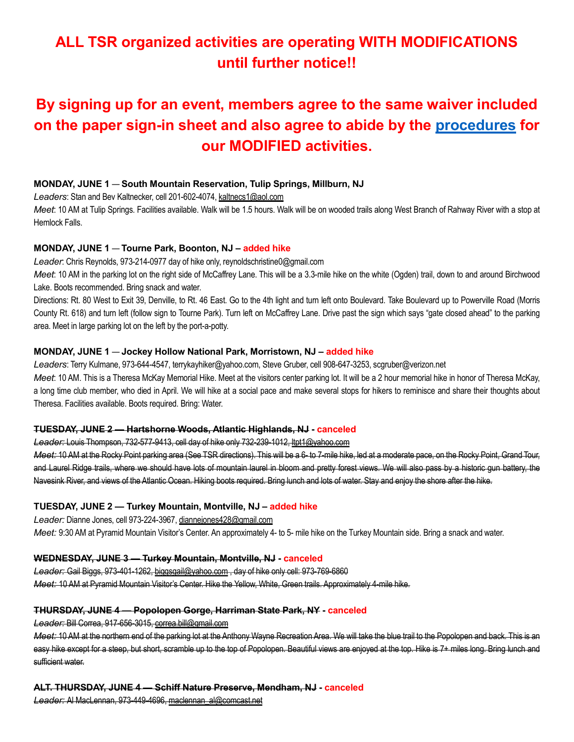# ALL TSR organized activities are operating WITH MODIFICATIONS until further notice!!

## By signing up for an event, members agree to the same waiver included on the paper sign-in sheet and also agree to abide by the procedures for our MODIFIED activities.

**MONDAY, JUNE 1 — South Mountain Reservation, Tulip Springs, Millburn, NJ**

*Leaders*: Stan and Bev Kaltnecker, cell 201-602-4074, kaltnecs1@aol.com

*Meet*: 10 AM at Tulip Springs. Facilities available. Walk will be 1.5 hours. Walk will be on wooded trails along West Branch of Rahway River with a stop at Hemlock Falls.

**MONDAY, JUNE 1 — Tourne Park, Boonton, NJ – added hike**

*Leader*: Chris Reynolds, 973-214-0977 day of hike only, reynoldschristine0@gmail.com

*Meet*: 10 AM in the parking lot on the right side of McCaffrey Lane. This will be a 3.3-mile hike on the white (Ogden) trail, down to and around Birchwood Lake. Boots recommended. Bring snack and water.

Directions: Rt. 80 West to Exit 39, Denville, to Rt. 46 East. Go to the 4th light and turn left onto Boulevard. Take Boulevard up to Powerville Road (Morris County Rt. 618) and turn left (follow sign to Tourne Park). Turn left on McCaffrey Lane. Drive past the sign which says "gate closed ahead" to the parking area. Meet in large parking lot on the left by the port-a-potty.

**MONDAY, JUNE 1 — Jockey Hollow National Park, Morristown, NJ – added hike**

*Leaders*: Terry Kulmane, 973-644-4547, terrykayhiker@yahoo.com, Steve Gruber, cell 908-647-3253, scgruber@verizon.net

*Meet*: 10 AM. This is a Theresa McKay Memorial Hike. Meet at the visitors center parking lot. It will be a 2 hour memorial hike in honor of Theresa McKay, a long time club member, who died in April. We will hike at a social pace and make several stops for hikers to reminisce and share their thoughts about Theresa. Facilities available. Boots required. Bring: Water.

~~**TUESDAY, JUNE 2 — Hartshorne Woods, Atlantic Highlands, NJ**~~ **- canceled**

~~*Leader:* Louis Thompson, 732-577-9413, cell day of hike only 732-239-1012, ltpt1@yahoo.com~~

~~*Meet:* 10 AM at the Rocky Point parking area (See TSR directions). This will be a 6- to 7-mile hike, led at a moderate pace, on the Rocky Point, Grand Tour, and Laurel Ridge trails, where we should have lots of mountain laurel in bloom and pretty forest views. We will also pass by a historic gun battery, the Navesink River, and views of the Atlantic Ocean. Hiking boots required. Bring lunch and lots of water. Stay and enjoy the shore after the hike.~~

**TUESDAY, JUNE 2 — Turkey Mountain, Montville, NJ – added hike**

*Leader:* Dianne Jones, cell 973-224-3967, diannejones428@gmail.com

*Meet:* 9:30 AM at Pyramid Mountain Visitor's Center. An approximately 4- to 5- mile hike on the Turkey Mountain side. Bring a snack and water.

~~**WEDNESDAY, JUNE 3 — Turkey Mountain, Montville, NJ**~~ **- canceled**

~~*Leader:* Gail Biggs, 973-401-1262, biggsgail@yahoo.com , day of hike only cell: 973-769-6860~~

~~*Meet:* 10 AM at Pyramid Mountain Visitor's Center. Hike the Yellow, White, Green trails. Approximately 4-mile hike.~~

~~**THURSDAY, JUNE 4 — Popolopen Gorge, Harriman State Park, NY**~~ **- canceled**

~~*Leader:* Bill Correa, 917-656-3015, correa.bill@gmail.com~~

~~*Meet:* 10 AM at the northern end of the parking lot at the Anthony Wayne Recreation Area. We will take the blue trail to the Popolopen and back. This is an easy hike except for a steep, but short, scramble up to the top of Popolopen. Beautiful views are enjoyed at the top. Hike is 7+ miles long. Bring lunch and sufficient water.~~

~~**ALT. THURSDAY, JUNE 4 — Schiff Nature Preserve, Mendham, NJ**~~ **- canceled**

~~*Leader:* Al MacLennan, 973-449-4696, maclennan_al@comcast.net~~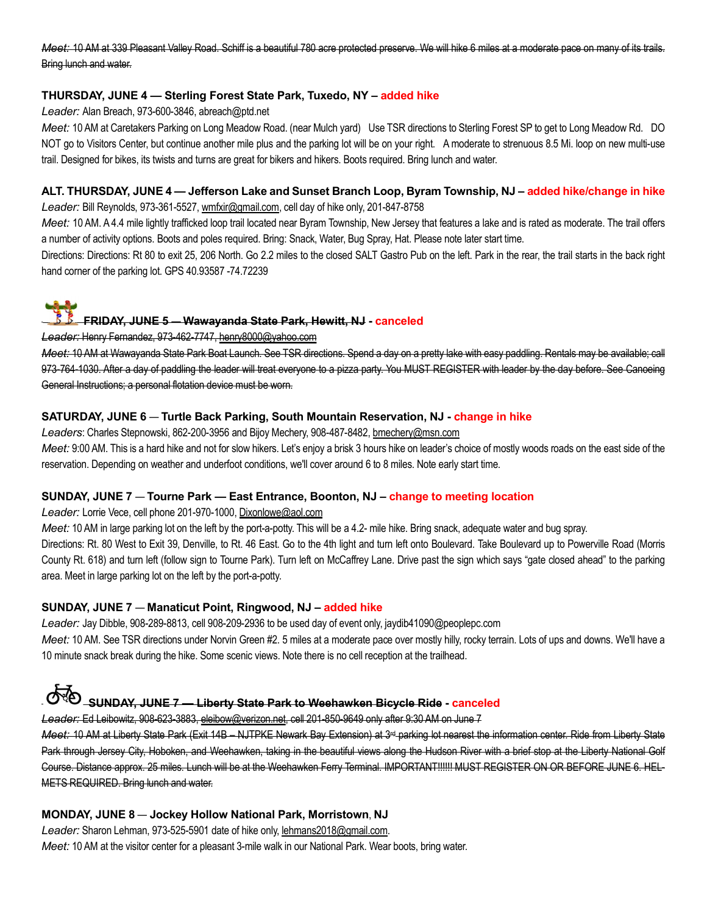~~*Meet:* 10 AM at 339 Pleasant Valley Road. Schiff is a beautiful 780 acre protected preserve. We will hike 6 miles at a moderate pace on many of its trails. Bring lunch and water.~~

### THURSDAY, JUNE 4 — Sterling Forest State Park, Tuxedo, NY – added hike

*Leader:* Alan Breach, 973-600-3846, abreach@ptd.net

*Meet:* 10 AM at Caretakers Parking on Long Meadow Road. (near Mulch yard) Use TSR directions to Sterling Forest SP to get to Long Meadow Rd. DO NOT go to Visitors Center, but continue another mile plus and the parking lot will be on your right. A moderate to strenuous 8.5 Mi. loop on new multi-use trail. Designed for bikes, its twists and turns are great for bikers and hikers. Boots required. Bring lunch and water.

### ALT. THURSDAY, JUNE 4 — Jefferson Lake and Sunset Branch Loop, Byram Township, NJ – added hike/change in hike

*Leader:* Bill Reynolds, 973-361-5527, wmfxir@gmail.com, cell day of hike only, 201-847-8758

*Meet:* 10 AM. A 4.4 mile lightly trafficked loop trail located near Byram Township, New Jersey that features a lake and is rated as moderate. The trail offers a number of activity options. Boots and poles required. Bring: Snack, Water, Bug Spray, Hat. Please note later start time.

Directions: Directions: Rt 80 to exit 25, 206 North. Go 2.2 miles to the closed SALT Gastro Pub on the left. Park in the rear, the trail starts in the back right hand corner of the parking lot. GPS 40.93587 -74.72239

### ~~FRIDAY, JUNE 5 — Wawayanda State Park, Hewitt, NJ~~ - canceled

~~*Leader:* Henry Fernandez, 973-462-7747, henry8000@yahoo.com~~

~~*Meet:* 10 AM at Wawayanda State Park Boat Launch. See TSR directions. Spend a day on a pretty lake with easy paddling. Rentals may be available; call 973-764-1030. After a day of paddling the leader will treat everyone to a pizza party. You MUST REGISTER with leader by the day before. See Canoeing General Instructions; a personal flotation device must be worn.~~

### SATURDAY, JUNE 6 — Turtle Back Parking, South Mountain Reservation, NJ - change in hike

*Leaders*: Charles Stepnowski, 862-200-3956 and Bijoy Mechery, 908-487-8482, bmechery@msn.com

*Meet:* 9:00 AM. This is a hard hike and not for slow hikers. Let's enjoy a brisk 3 hours hike on leader's choice of mostly woods roads on the east side of the reservation. Depending on weather and underfoot conditions, we'll cover around 6 to 8 miles. Note early start time.

### SUNDAY, JUNE 7 — Tourne Park — East Entrance, Boonton, NJ – change to meeting location

*Leader:* Lorrie Vece, cell phone 201-970-1000, Dixonlowe@aol.com

*Meet:* 10 AM in large parking lot on the left by the port-a-potty. This will be a 4.2- mile hike. Bring snack, adequate water and bug spray.

Directions: Rt. 80 West to Exit 39, Denville, to Rt. 46 East. Go to the 4th light and turn left onto Boulevard. Take Boulevard up to Powerville Road (Morris County Rt. 618) and turn left (follow sign to Tourne Park). Turn left on McCaffrey Lane. Drive past the sign which says "gate closed ahead" to the parking area. Meet in large parking lot on the left by the port-a-potty.

### SUNDAY, JUNE 7 — Manaticut Point, Ringwood, NJ – added hike

*Leader:* Jay Dibble, 908-289-8813, cell 908-209-2936 to be used day of event only, jaydib41090@peoplepc.com

*Meet:* 10 AM. See TSR directions under Norvin Green #2. 5 miles at a moderate pace over mostly hilly, rocky terrain. Lots of ups and downs. We'll have a 10 minute snack break during the hike. Some scenic views. Note there is no cell reception at the trailhead.

### ~~SUNDAY, JUNE 7 — Liberty State Park to Weehawken Bicycle Ride~~ - canceled

~~*Leader:* Ed Leibowitz, 908-623-3883, eleibow@verizon.net, cell 201-850-9649 only after 9:30 AM on June 7~~

~~*Meet:* 10 AM at Liberty State Park (Exit 14B – NJTPKE Newark Bay Extension) at 3rd parking lot nearest the information center. Ride from Liberty State Park through Jersey City, Hoboken, and Weehawken, taking in the beautiful views along the Hudson River with a brief stop at the Liberty National Golf Course. Distance approx. 25 miles. Lunch will be at the Weehawken Ferry Terminal. IMPORTANT!!!!!! MUST REGISTER ON OR BEFORE JUNE 6. HELMETS REQUIRED. Bring lunch and water.~~

### MONDAY, JUNE 8 — Jockey Hollow National Park, Morristown, NJ

*Leader:* Sharon Lehman, 973-525-5901 date of hike only, lehmans2018@gmail.com.

*Meet:* 10 AM at the visitor center for a pleasant 3-mile walk in our National Park. Wear boots, bring water.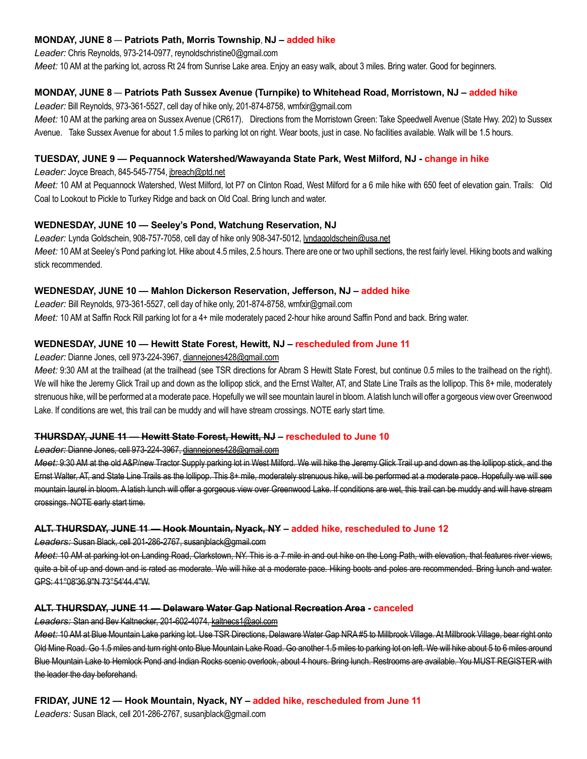**MONDAY, JUNE 8 — Patriots Path, Morris Township, NJ – added hike**

*Leader:* Chris Reynolds, 973-214-0977, reynoldschristine0@gmail.com

*Meet:* 10 AM at the parking lot, across Rt 24 from Sunrise Lake area. Enjoy an easy walk, about 3 miles. Bring water. Good for beginners.

**MONDAY, JUNE 8 — Patriots Path Sussex Avenue (Turnpike) to Whitehead Road, Morristown, NJ – added hike**

*Leader:* Bill Reynolds, 973-361-5527, cell day of hike only, 201-874-8758, wmfxir@gmail.com

*Meet:* 10 AM at the parking area on Sussex Avenue (CR617). Directions from the Morristown Green: Take Speedwell Avenue (State Hwy. 202) to Sussex Avenue. Take Sussex Avenue for about 1.5 miles to parking lot on right. Wear boots, just in case. No facilities available. Walk will be 1.5 hours.

**TUESDAY, JUNE 9 — Pequannock Watershed/Wawayanda State Park, West Milford, NJ - change in hike**

*Leader:* Joyce Breach, 845-545-7754, jbreach@ptd.net

*Meet:* 10 AM at Pequannock Watershed, West Milford, lot P7 on Clinton Road, West Milford for a 6 mile hike with 650 feet of elevation gain. Trails: Old Coal to Lookout to Pickle to Turkey Ridge and back on Old Coal. Bring lunch and water.

**WEDNESDAY, JUNE 10 — Seeley's Pond, Watchung Reservation, NJ**

*Leader:* Lynda Goldschein, 908-757-7058, cell day of hike only 908-347-5012, lyndagoldschein@usa.net

*Meet:* 10 AM at Seeley's Pond parking lot. Hike about 4.5 miles, 2.5 hours. There are one or two uphill sections, the rest fairly level. Hiking boots and walking stick recommended.

**WEDNESDAY, JUNE 10 — Mahlon Dickerson Reservation, Jefferson, NJ – added hike**

*Leader:* Bill Reynolds, 973-361-5527, cell day of hike only, 201-874-8758, wmfxir@gmail.com

*Meet:* 10 AM at Saffin Rock Rill parking lot for a 4+ mile moderately paced 2-hour hike around Saffin Pond and back. Bring water.

**WEDNESDAY, JUNE 10 — Hewitt State Forest, Hewitt, NJ – rescheduled from June 11**

*Leader:* Dianne Jones, cell 973-224-3967, diannejones428@gmail.com

*Meet:* 9:30 AM at the trailhead (at the trailhead (see TSR directions for Abram S Hewitt State Forest, but continue 0.5 miles to the trailhead on the right). We will hike the Jeremy Glick Trail up and down as the lollipop stick, and the Ernst Walter, AT, and State Line Trails as the lollipop. This 8+ mile, moderately strenuous hike, will be performed at a moderate pace. Hopefully we will see mountain laurel in bloom. A latish lunch will offer a gorgeous view over Greenwood Lake. If conditions are wet, this trail can be muddy and will have stream crossings. NOTE early start time.

~~**THURSDAY, JUNE 11 — Hewitt State Forest, Hewitt, NJ**~~ **– rescheduled to June 10**

~~*Leader:* Dianne Jones, cell 973-224-3967, diannejones428@gmail.com~~

~~*Meet:* 9:30 AM at the old A&P/new Tractor Supply parking lot in West Milford. We will hike the Jeremy Glick Trail up and down as the lollipop stick, and the Ernst Walter, AT, and State Line Trails as the lollipop. This 8+ mile, moderately strenuous hike, will be performed at a moderate pace. Hopefully we will see mountain laurel in bloom. A latish lunch will offer a gorgeous view over Greenwood Lake. If conditions are wet, this trail can be muddy and will have stream crossings. NOTE early start time.~~

~~**ALT. THURSDAY, JUNE 11 — Hook Mountain, Nyack, NY**~~ **– added hike, rescheduled to June 12**

~~*Leaders:* Susan Black, cell 201-286-2767, susanjblack@gmail.com~~

~~*Meet:* 10 AM at parking lot on Landing Road, Clarkstown, NY. This is a 7 mile in and out hike on the Long Path, with elevation, that features river views, quite a bit of up and down and is rated as moderate. We will hike at a moderate pace. Hiking boots and poles are recommended. Bring lunch and water. GPS: 41°08'36.9"N 73°54'44.4"W.~~

~~**ALT. THURSDAY, JUNE 11 — Delaware Water Gap National Recreation Area**~~ **- canceled**

~~*Leaders:* Stan and Bev Kaltnecker, 201-602-4074, kaltnecs1@aol.com~~

~~*Meet:* 10 AM at Blue Mountain Lake parking lot. Use TSR Directions, Delaware Water Gap NRA #5 to Millbrook Village. At Millbrook Village, bear right onto Old Mine Road. Go 1.5 miles and turn right onto Blue Mountain Lake Road. Go another 1.5 miles to parking lot on left. We will hike about 5 to 6 miles around Blue Mountain Lake to Hemlock Pond and Indian Rocks scenic overlook, about 4 hours. Bring lunch. Restrooms are available. You MUST REGISTER with the leader the day beforehand.~~

**FRIDAY, JUNE 12 — Hook Mountain, Nyack, NY – added hike, rescheduled from June 11**

*Leaders:* Susan Black, cell 201-286-2767, susanjblack@gmail.com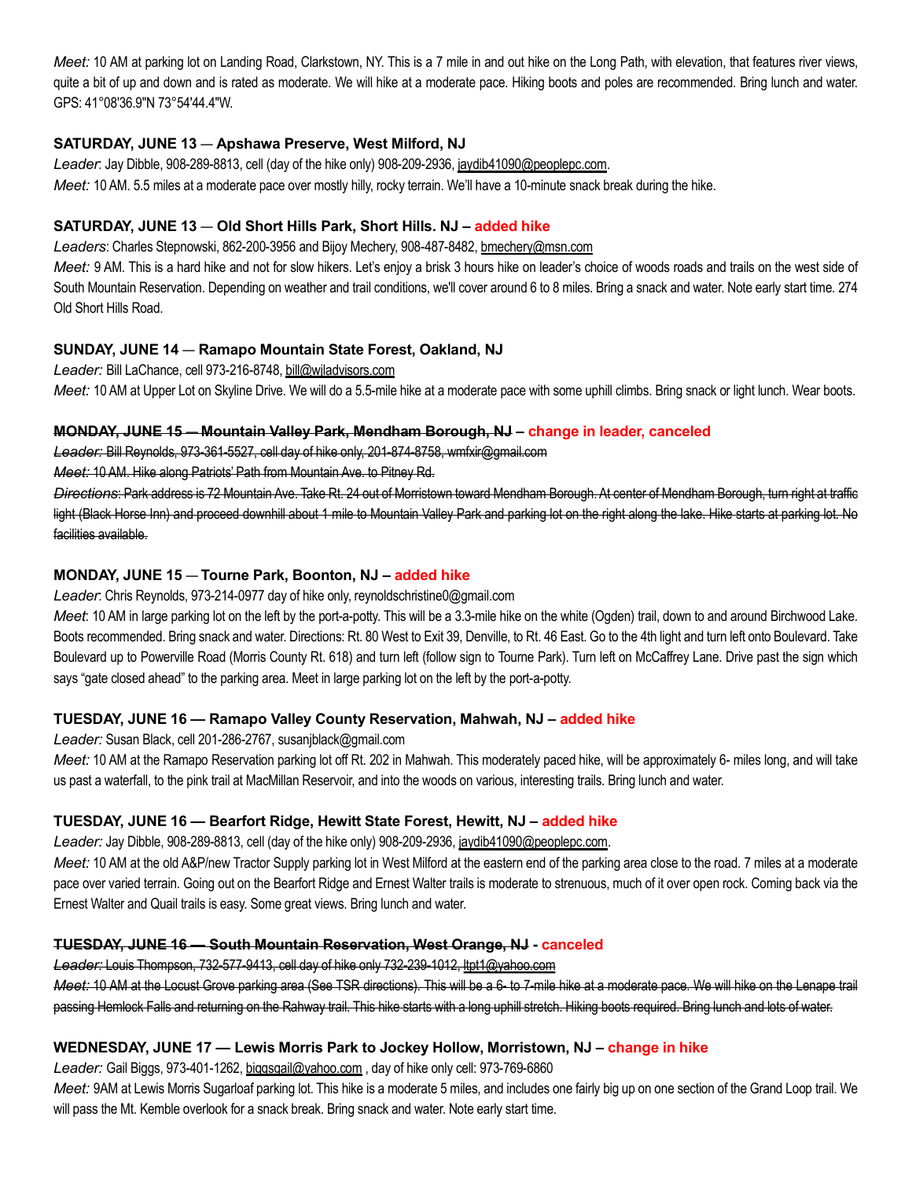*Meet:* 10 AM at parking lot on Landing Road, Clarkstown, NY. This is a 7 mile in and out hike on the Long Path, with elevation, that features river views, quite a bit of up and down and is rated as moderate. We will hike at a moderate pace. Hiking boots and poles are recommended. Bring lunch and water. GPS: 41°08'36.9"N 73°54'44.4"W.

**SATURDAY, JUNE 13 — Apshawa Preserve, West Milford, NJ**

*Leader*: Jay Dibble, 908-289-8813, cell (day of the hike only) 908-209-2936, jaydib41090@peoplepc.com.

*Meet:* 10 AM. 5.5 miles at a moderate pace over mostly hilly, rocky terrain. We'll have a 10-minute snack break during the hike.

**SATURDAY, JUNE 13 — Old Short Hills Park, Short Hills. NJ – added hike**

*Leaders*: Charles Stepnowski, 862-200-3956 and Bijoy Mechery, 908-487-8482, bmechery@msn.com

*Meet:* 9 AM. This is a hard hike and not for slow hikers. Let's enjoy a brisk 3 hours hike on leader's choice of woods roads and trails on the west side of South Mountain Reservation. Depending on weather and trail conditions, we'll cover around 6 to 8 miles. Bring a snack and water. Note early start time. 274 Old Short Hills Road.

**SUNDAY, JUNE 14 — Ramapo Mountain State Forest, Oakland, NJ**

*Leader:* Bill LaChance, cell 973-216-8748, bill@wjladvisors.com

*Meet:* 10 AM at Upper Lot on Skyline Drive. We will do a 5.5-mile hike at a moderate pace with some uphill climbs. Bring snack or light lunch. Wear boots.

**~~MONDAY, JUNE 15 — Mountain Valley Park, Mendham Borough, NJ~~ – change in leader, canceled**

~~*Leader:* Bill Reynolds, 973-361-5527, cell day of hike only, 201-874-8758, wmfxir@gmail.com~~

~~*Meet:* 10 AM. Hike along Patriots' Path from Mountain Ave. to Pitney Rd.~~

~~*Directions*: Park address is 72 Mountain Ave. Take Rt. 24 out of Morristown toward Mendham Borough. At center of Mendham Borough, turn right at traffic light (Black Horse Inn) and proceed downhill about 1 mile to Mountain Valley Park and parking lot on the right along the lake. Hike starts at parking lot. No facilities available.~~

**MONDAY, JUNE 15 — Tourne Park, Boonton, NJ – added hike**

*Leader*: Chris Reynolds, 973-214-0977 day of hike only, reynoldschristine0@gmail.com

*Meet*: 10 AM in large parking lot on the left by the port-a-potty. This will be a 3.3-mile hike on the white (Ogden) trail, down to and around Birchwood Lake. Boots recommended. Bring snack and water. Directions: Rt. 80 West to Exit 39, Denville, to Rt. 46 East. Go to the 4th light and turn left onto Boulevard. Take Boulevard up to Powerville Road (Morris County Rt. 618) and turn left (follow sign to Tourne Park). Turn left on McCaffrey Lane. Drive past the sign which says "gate closed ahead" to the parking area. Meet in large parking lot on the left by the port-a-potty.

**TUESDAY, JUNE 16 — Ramapo Valley County Reservation, Mahwah, NJ – added hike**

*Leader:* Susan Black, cell 201-286-2767, susanjblack@gmail.com

*Meet:* 10 AM at the Ramapo Reservation parking lot off Rt. 202 in Mahwah. This moderately paced hike, will be approximately 6- miles long, and will take us past a waterfall, to the pink trail at MacMillan Reservoir, and into the woods on various, interesting trails. Bring lunch and water.

**TUESDAY, JUNE 16 — Bearfort Ridge, Hewitt State Forest, Hewitt, NJ – added hike**

*Leader:* Jay Dibble, 908-289-8813, cell (day of the hike only) 908-209-2936, jaydib41090@peoplepc.com.

*Meet:* 10 AM at the old A&P/new Tractor Supply parking lot in West Milford at the eastern end of the parking area close to the road. 7 miles at a moderate pace over varied terrain. Going out on the Bearfort Ridge and Ernest Walter trails is moderate to strenuous, much of it over open rock. Coming back via the Ernest Walter and Quail trails is easy. Some great views. Bring lunch and water.

**~~TUESDAY, JUNE 16 — South Mountain Reservation, West Orange, NJ~~ - canceled**

~~*Leader:* Louis Thompson, 732-577-9413, cell day of hike only 732-239-1012, ltpt1@yahoo.com~~

~~*Meet:* 10 AM at the Locust Grove parking area (See TSR directions). This will be a 6- to 7-mile hike at a moderate pace. We will hike on the Lenape trail passing Hemlock Falls and returning on the Rahway trail. This hike starts with a long uphill stretch. Hiking boots required. Bring lunch and lots of water.~~

**WEDNESDAY, JUNE 17 — Lewis Morris Park to Jockey Hollow, Morristown, NJ – change in hike**

*Leader:* Gail Biggs, 973-401-1262, biggsgail@yahoo.com , day of hike only cell: 973-769-6860

*Meet:* 9AM at Lewis Morris Sugarloaf parking lot. This hike is a moderate 5 miles, and includes one fairly big up on one section of the Grand Loop trail. We will pass the Mt. Kemble overlook for a snack break. Bring snack and water. Note early start time.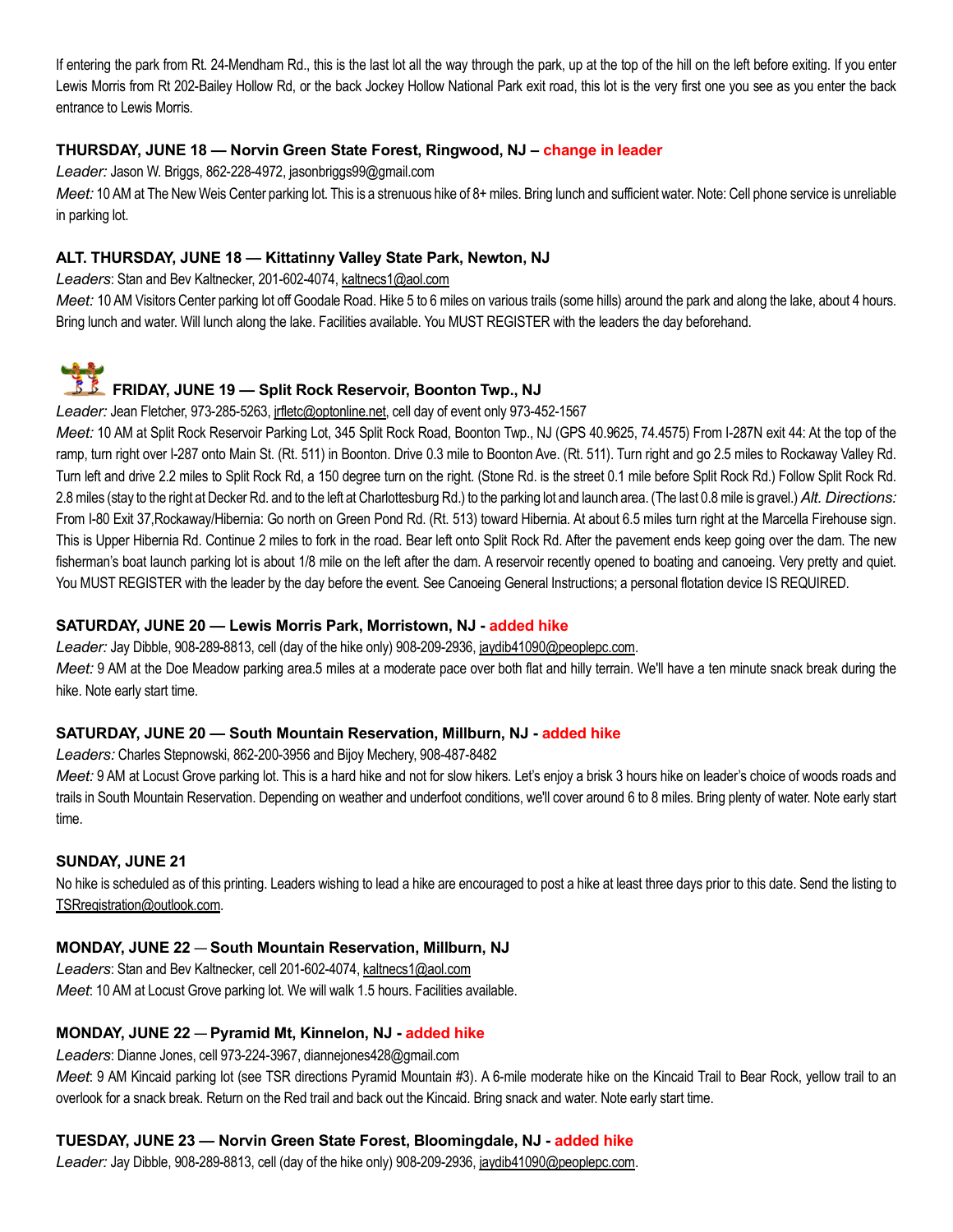If entering the park from Rt. 24-Mendham Rd., this is the last lot all the way through the park, up at the top of the hill on the left before exiting. If you enter Lewis Morris from Rt 202-Bailey Hollow Rd, or the back Jockey Hollow National Park exit road, this lot is the very first one you see as you enter the back entrance to Lewis Morris.

### THURSDAY, JUNE 18 — Norvin Green State Forest, Ringwood, NJ – change in leader

*Leader:* Jason W. Briggs, 862-228-4972, jasonbriggs99@gmail.com

*Meet:* 10 AM at The New Weis Center parking lot. This is a strenuous hike of 8+ miles. Bring lunch and sufficient water. Note: Cell phone service is unreliable in parking lot.

### ALT. THURSDAY, JUNE 18 — Kittatinny Valley State Park, Newton, NJ

*Leaders*: Stan and Bev Kaltnecker, 201-602-4074, kaltnecs1@aol.com

*Meet:* 10 AM Visitors Center parking lot off Goodale Road. Hike 5 to 6 miles on various trails (some hills) around the park and along the lake, about 4 hours. Bring lunch and water. Will lunch along the lake. Facilities available. You MUST REGISTER with the leaders the day beforehand.

### FRIDAY, JUNE 19 — Split Rock Reservoir, Boonton Twp., NJ

*Leader:* Jean Fletcher, 973-285-5263, jrfletc@optonline.net, cell day of event only 973-452-1567

*Meet:* 10 AM at Split Rock Reservoir Parking Lot, 345 Split Rock Road, Boonton Twp., NJ (GPS 40.9625, 74.4575) From I-287N exit 44: At the top of the ramp, turn right over I-287 onto Main St. (Rt. 511) in Boonton. Drive 0.3 mile to Boonton Ave. (Rt. 511). Turn right and go 2.5 miles to Rockaway Valley Rd. Turn left and drive 2.2 miles to Split Rock Rd, a 150 degree turn on the right. (Stone Rd. is the street 0.1 mile before Split Rock Rd.) Follow Split Rock Rd. 2.8 miles (stay to the right at Decker Rd. and to the left at Charlottesburg Rd.) to the parking lot and launch area. (The last 0.8 mile is gravel.) *Alt. Directions:* From I-80 Exit 37,Rockaway/Hibernia: Go north on Green Pond Rd. (Rt. 513) toward Hibernia. At about 6.5 miles turn right at the Marcella Firehouse sign. This is Upper Hibernia Rd. Continue 2 miles to fork in the road. Bear left onto Split Rock Rd. After the pavement ends keep going over the dam. The new fisherman's boat launch parking lot is about 1/8 mile on the left after the dam. A reservoir recently opened to boating and canoeing. Very pretty and quiet. You MUST REGISTER with the leader by the day before the event. See Canoeing General Instructions; a personal flotation device IS REQUIRED.

### SATURDAY, JUNE 20 — Lewis Morris Park, Morristown, NJ - added hike

*Leader:* Jay Dibble, 908-289-8813, cell (day of the hike only) 908-209-2936, jaydib41090@peoplepc.com.

*Meet:* 9 AM at the Doe Meadow parking area.5 miles at a moderate pace over both flat and hilly terrain. We'll have a ten minute snack break during the hike. Note early start time.

### SATURDAY, JUNE 20 — South Mountain Reservation, Millburn, NJ - added hike

*Leaders:* Charles Stepnowski, 862-200-3956 and Bijoy Mechery, 908-487-8482

*Meet:* 9 AM at Locust Grove parking lot. This is a hard hike and not for slow hikers. Let's enjoy a brisk 3 hours hike on leader's choice of woods roads and trails in South Mountain Reservation. Depending on weather and underfoot conditions, we'll cover around 6 to 8 miles. Bring plenty of water. Note early start time.

### SUNDAY, JUNE 21

No hike is scheduled as of this printing. Leaders wishing to lead a hike are encouraged to post a hike at least three days prior to this date. Send the listing to TSRregistration@outlook.com.

### MONDAY, JUNE 22 — South Mountain Reservation, Millburn, NJ

*Leaders*: Stan and Bev Kaltnecker, cell 201-602-4074, kaltnecs1@aol.com

*Meet*: 10 AM at Locust Grove parking lot. We will walk 1.5 hours. Facilities available.

### MONDAY, JUNE 22 — Pyramid Mt, Kinnelon, NJ - added hike

*Leaders*: Dianne Jones, cell 973-224-3967, diannejones428@gmail.com

*Meet*: 9 AM Kincaid parking lot (see TSR directions Pyramid Mountain #3). A 6-mile moderate hike on the Kincaid Trail to Bear Rock, yellow trail to an overlook for a snack break. Return on the Red trail and back out the Kincaid. Bring snack and water. Note early start time.

### TUESDAY, JUNE 23 — Norvin Green State Forest, Bloomingdale, NJ - added hike

*Leader:* Jay Dibble, 908-289-8813, cell (day of the hike only) 908-209-2936, jaydib41090@peoplepc.com.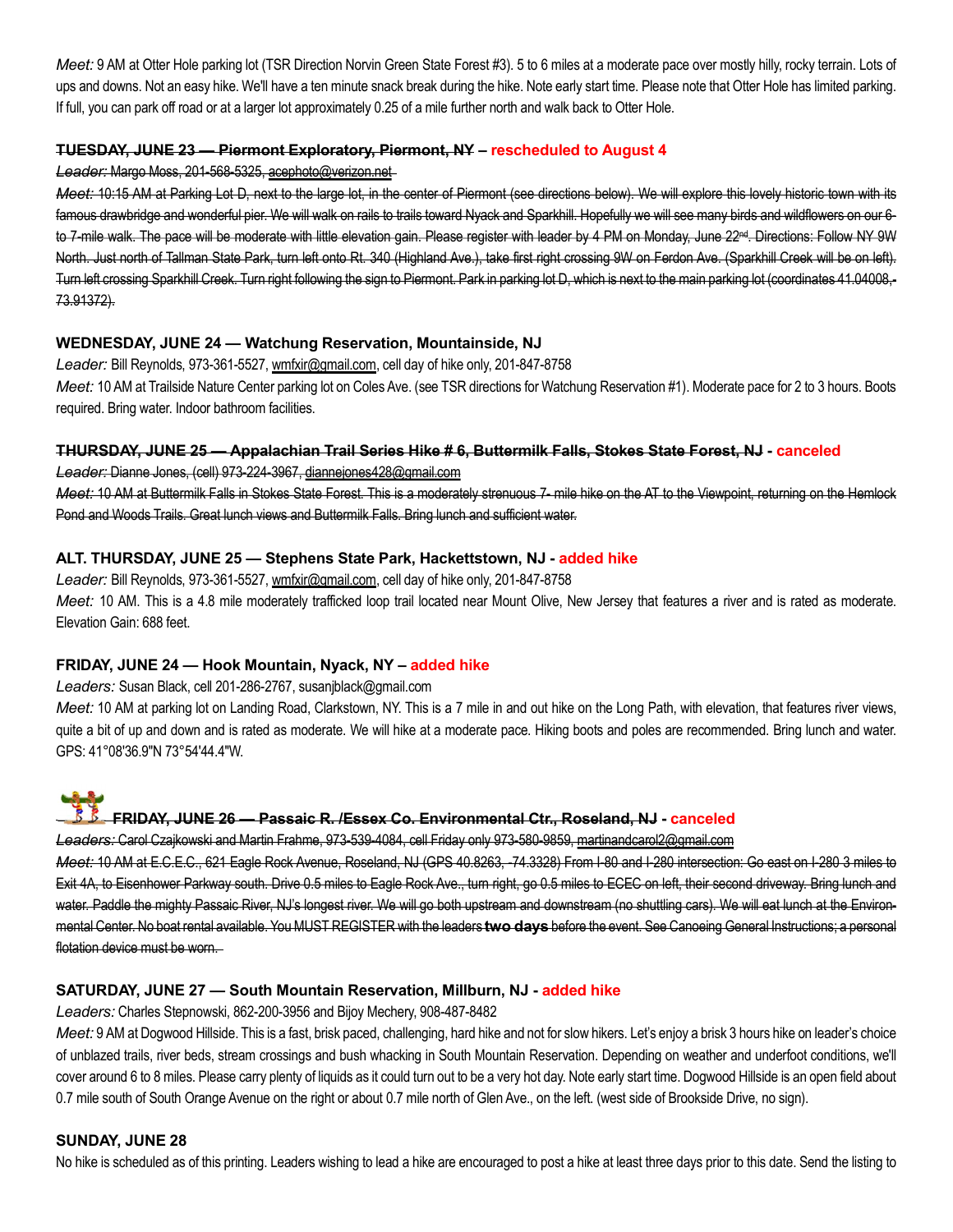*Meet:* 9 AM at Otter Hole parking lot (TSR Direction Norvin Green State Forest #3). 5 to 6 miles at a moderate pace over mostly hilly, rocky terrain. Lots of ups and downs. Not an easy hike. We'll have a ten minute snack break during the hike. Note early start time. Please note that Otter Hole has limited parking. If full, you can park off road or at a larger lot approximately 0.25 of a mile further north and walk back to Otter Hole.

### ~~TUESDAY, JUNE 23 — Piermont Exploratory, Piermont, NY~~ – rescheduled to August 4

~~*Leader:* Margo Moss, 201-568-5325, acephoto@verizon.net~~

~~*Meet:* 10:15 AM at Parking Lot D, next to the large lot, in the center of Piermont (see directions below). We will explore this lovely historic town with its famous drawbridge and wonderful pier. We will walk on rails to trails toward Nyack and Sparkhill. Hopefully we will see many birds and wildflowers on our 6- to 7-mile walk. The pace will be moderate with little elevation gain. Please register with leader by 4 PM on Monday, June 22nd. Directions: Follow NY 9W North. Just north of Tallman State Park, turn left onto Rt. 340 (Highland Ave.), take first right crossing 9W on Ferdon Ave. (Sparkhill Creek will be on left). Turn left crossing Sparkhill Creek. Turn right following the sign to Piermont. Park in parking lot D, which is next to the main parking lot (coordinates 41.04008,-73.91372).~~

### WEDNESDAY, JUNE 24 — Watchung Reservation, Mountainside, NJ

*Leader:* Bill Reynolds, 973-361-5527, wmfxir@gmail.com, cell day of hike only, 201-847-8758

*Meet:* 10 AM at Trailside Nature Center parking lot on Coles Ave. (see TSR directions for Watchung Reservation #1). Moderate pace for 2 to 3 hours. Boots required. Bring water. Indoor bathroom facilities.

### ~~THURSDAY, JUNE 25 — Appalachian Trail Series Hike # 6, Buttermilk Falls, Stokes State Forest, NJ~~ - canceled

~~*Leader:* Dianne Jones, (cell) 973-224-3967, diannejones428@gmail.com~~

~~*Meet:* 10 AM at Buttermilk Falls in Stokes State Forest. This is a moderately strenuous 7- mile hike on the AT to the Viewpoint, returning on the Hemlock Pond and Woods Trails. Great lunch views and Buttermilk Falls. Bring lunch and sufficient water.~~

### ALT. THURSDAY, JUNE 25 — Stephens State Park, Hackettstown, NJ - added hike

*Leader:* Bill Reynolds, 973-361-5527, wmfxir@gmail.com, cell day of hike only, 201-847-8758

*Meet:* 10 AM. This is a 4.8 mile moderately trafficked loop trail located near Mount Olive, New Jersey that features a river and is rated as moderate. Elevation Gain: 688 feet.

### FRIDAY, JUNE 24 — Hook Mountain, Nyack, NY – added hike

*Leaders:* Susan Black, cell 201-286-2767, susanjblack@gmail.com

*Meet:* 10 AM at parking lot on Landing Road, Clarkstown, NY. This is a 7 mile in and out hike on the Long Path, with elevation, that features river views, quite a bit of up and down and is rated as moderate. We will hike at a moderate pace. Hiking boots and poles are recommended. Bring lunch and water. GPS: 41°08'36.9"N 73°54'44.4"W.

### ~~FRIDAY, JUNE 26 — Passaic R. /Essex Co. Environmental Ctr., Roseland, NJ~~ - canceled

~~*Leaders:* Carol Czajkowski and Martin Frahme, 973-539-4084, cell Friday only 973-580-9859, martinandcarol2@gmail.com~~

~~*Meet:* 10 AM at E.C.E.C., 621 Eagle Rock Avenue, Roseland, NJ (GPS 40.8263, -74.3328) From I-80 and I-280 intersection: Go east on I-280 3 miles to Exit 4A, to Eisenhower Parkway south. Drive 0.5 miles to Eagle Rock Ave., turn right, go 0.5 miles to ECEC on left, their second driveway. Bring lunch and water. Paddle the mighty Passaic River, NJ's longest river. We will go both upstream and downstream (no shuttling cars). We will eat lunch at the Environmental Center. No boat rental available. You MUST REGISTER with the leaders **two days** before the event. See Canoeing General Instructions; a personal flotation device must be worn.~~

### SATURDAY, JUNE 27 — South Mountain Reservation, Millburn, NJ - added hike

*Leaders:* Charles Stepnowski, 862-200-3956 and Bijoy Mechery, 908-487-8482

*Meet:* 9 AM at Dogwood Hillside. This is a fast, brisk paced, challenging, hard hike and not for slow hikers. Let's enjoy a brisk 3 hours hike on leader's choice of unblazed trails, river beds, stream crossings and bush whacking in South Mountain Reservation. Depending on weather and underfoot conditions, we'll cover around 6 to 8 miles. Please carry plenty of liquids as it could turn out to be a very hot day. Note early start time. Dogwood Hillside is an open field about 0.7 mile south of South Orange Avenue on the right or about 0.7 mile north of Glen Ave., on the left. (west side of Brookside Drive, no sign).

### SUNDAY, JUNE 28

No hike is scheduled as of this printing. Leaders wishing to lead a hike are encouraged to post a hike at least three days prior to this date. Send the listing to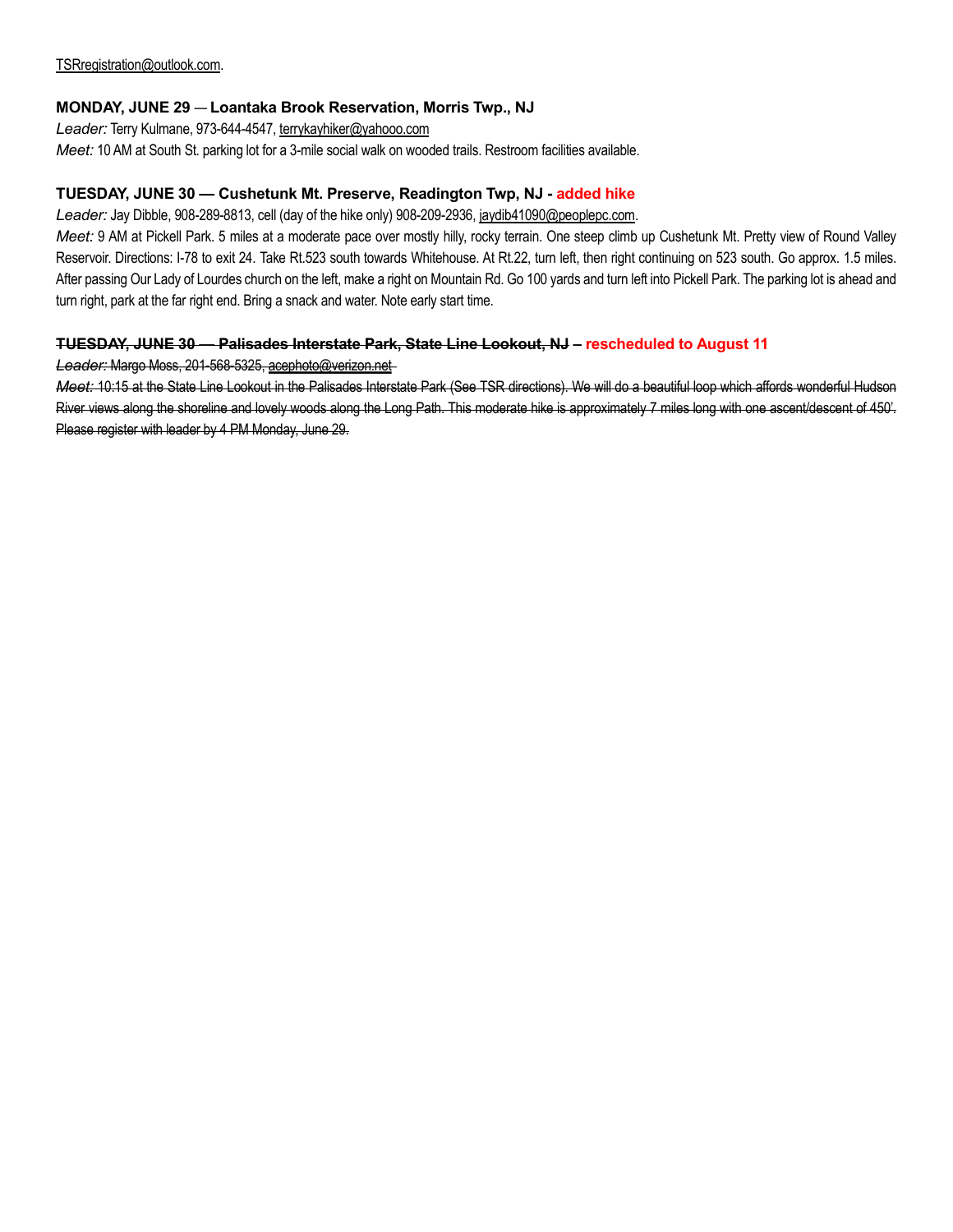TSRregistration@outlook.com.

**MONDAY, JUNE 29 — Loantaka Brook Reservation, Morris Twp., NJ**

*Leader:* Terry Kulmane, 973-644-4547, terrykayhiker@yahooo.com

*Meet:* 10 AM at South St. parking lot for a 3-mile social walk on wooded trails. Restroom facilities available.

**TUESDAY, JUNE 30 — Cushetunk Mt. Preserve, Readington Twp, NJ - added hike**

*Leader:* Jay Dibble, 908-289-8813, cell (day of the hike only) 908-209-2936, jaydib41090@peoplepc.com.

*Meet:* 9 AM at Pickell Park. 5 miles at a moderate pace over mostly hilly, rocky terrain. One steep climb up Cushetunk Mt. Pretty view of Round Valley Reservoir. Directions: I-78 to exit 24. Take Rt.523 south towards Whitehouse. At Rt.22, turn left, then right continuing on 523 south. Go approx. 1.5 miles. After passing Our Lady of Lourdes church on the left, make a right on Mountain Rd. Go 100 yards and turn left into Pickell Park. The parking lot is ahead and turn right, park at the far right end. Bring a snack and water. Note early start time.

**~~TUESDAY, JUNE 30 — Palisades Interstate Park, State Line Lookout, NJ~~ – rescheduled to August 11**

~~*Leader:* Margo Moss, 201-568-5325, acephoto@verizon.net~~

~~*Meet:* 10:15 at the State Line Lookout in the Palisades Interstate Park (See TSR directions). We will do a beautiful loop which affords wonderful Hudson River views along the shoreline and lovely woods along the Long Path. This moderate hike is approximately 7 miles long with one ascent/descent of 450'. Please register with leader by 4 PM Monday, June 29.~~